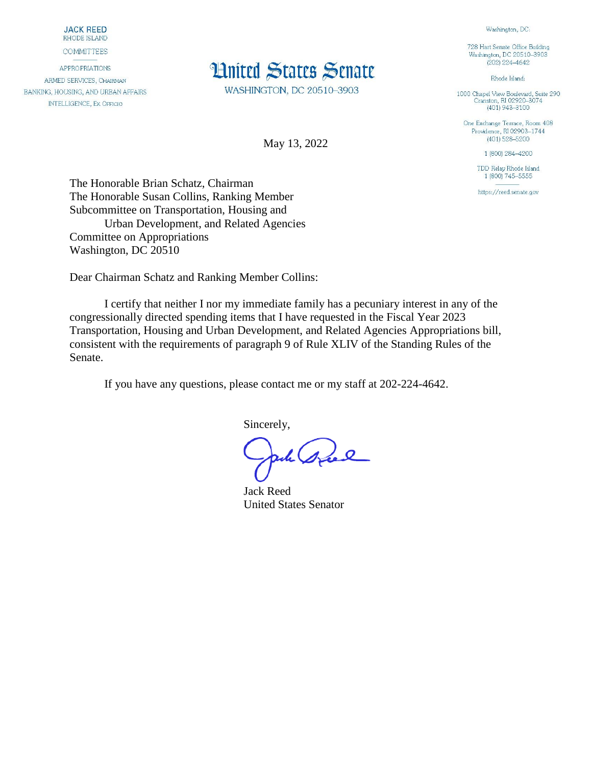**JACK REED**
RHODE ISLAND

COMMITTEES

APPROPRIATIONS
ARMED SERVICES, CHAIRMAN
BANKING, HOUSING, AND URBAN AFFAIRS
INTELLIGENCE, EX OFFICIO

# United States Senate

WASHINGTON, DC 20510–3903

Washington, DC:

728 Hart Senate Office Building
Washington, DC 20510–3903
(202) 224–4642

Rhode Island:

1000 Chapel View Boulevard, Suite 290
Cranston, RI 02920–3074
(401) 943–3100

One Exchange Terrace, Room 408
Providence, RI 02903–1744
(401) 528–5200

1 (800) 284–4200

TDD Relay Rhode Island
1 (800) 745–5555

https://reed.senate.gov

May 13, 2022

The Honorable Brian Schatz, Chairman
The Honorable Susan Collins, Ranking Member
Subcommittee on Transportation, Housing and
Urban Development, and Related Agencies
Committee on Appropriations
Washington, DC 20510

Dear Chairman Schatz and Ranking Member Collins:

I certify that neither I nor my immediate family has a pecuniary interest in any of the congressionally directed spending items that I have requested in the Fiscal Year 2023 Transportation, Housing and Urban Development, and Related Agencies Appropriations bill, consistent with the requirements of paragraph 9 of Rule XLIV of the Standing Rules of the Senate.

If you have any questions, please contact me or my staff at 202-224-4642.

Sincerely,

Jack Reed
United States Senator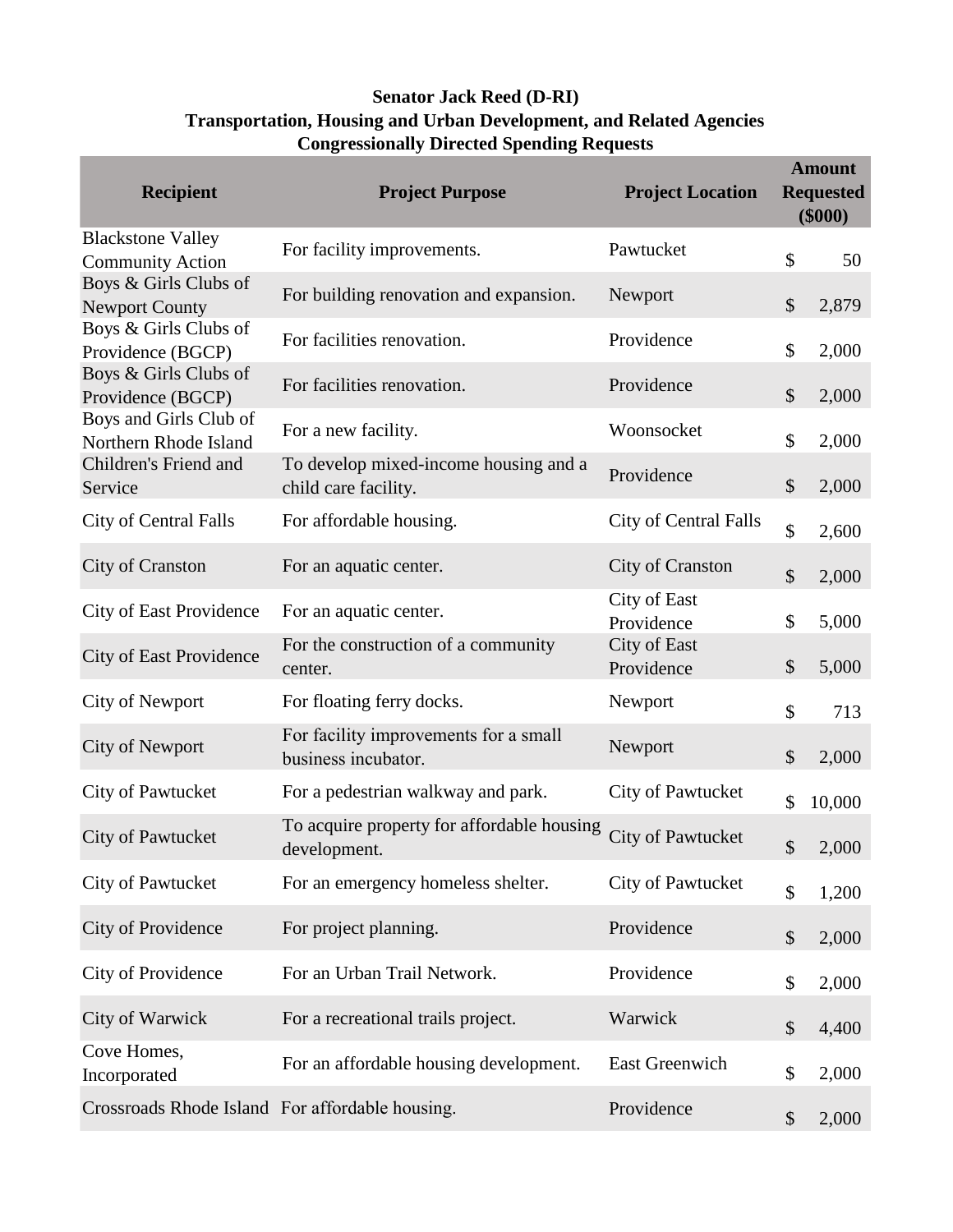**Senator Jack Reed (D-RI)**
**Transportation, Housing and Urban Development, and Related Agencies**
**Congressionally Directed Spending Requests**

| Recipient | Project Purpose | Project Location | Amount Requested ($000) |
|---|---|---|---|
| Blackstone Valley Community Action | For facility improvements. | Pawtucket | $ 50 |
| Boys & Girls Clubs of Newport County | For building renovation and expansion. | Newport | $ 2,879 |
| Boys & Girls Clubs of Providence (BGCP) | For facilities renovation. | Providence | $ 2,000 |
| Boys & Girls Clubs of Providence (BGCP) | For facilities renovation. | Providence | $ 2,000 |
| Boys and Girls Club of Northern Rhode Island | For a new facility. | Woonsocket | $ 2,000 |
| Children's Friend and Service | To develop mixed-income housing and a child care facility. | Providence | $ 2,000 |
| City of Central Falls | For affordable housing. | City of Central Falls | $ 2,600 |
| City of Cranston | For an aquatic center. | City of Cranston | $ 2,000 |
| City of East Providence | For an aquatic center. | City of East Providence | $ 5,000 |
| City of East Providence | For the construction of a community center. | City of East Providence | $ 5,000 |
| City of Newport | For floating ferry docks. | Newport | $ 713 |
| City of Newport | For facility improvements for a small business incubator. | Newport | $ 2,000 |
| City of Pawtucket | For a pedestrian walkway and park. | City of Pawtucket | $ 10,000 |
| City of Pawtucket | To acquire property for affordable housing development. | City of Pawtucket | $ 2,000 |
| City of Pawtucket | For an emergency homeless shelter. | City of Pawtucket | $ 1,200 |
| City of Providence | For project planning. | Providence | $ 2,000 |
| City of Providence | For an Urban Trail Network. | Providence | $ 2,000 |
| City of Warwick | For a recreational trails project. | Warwick | $ 4,400 |
| Cove Homes, Incorporated | For an affordable housing development. | East Greenwich | $ 2,000 |
| Crossroads Rhode Island | For affordable housing. | Providence | $ 2,000 |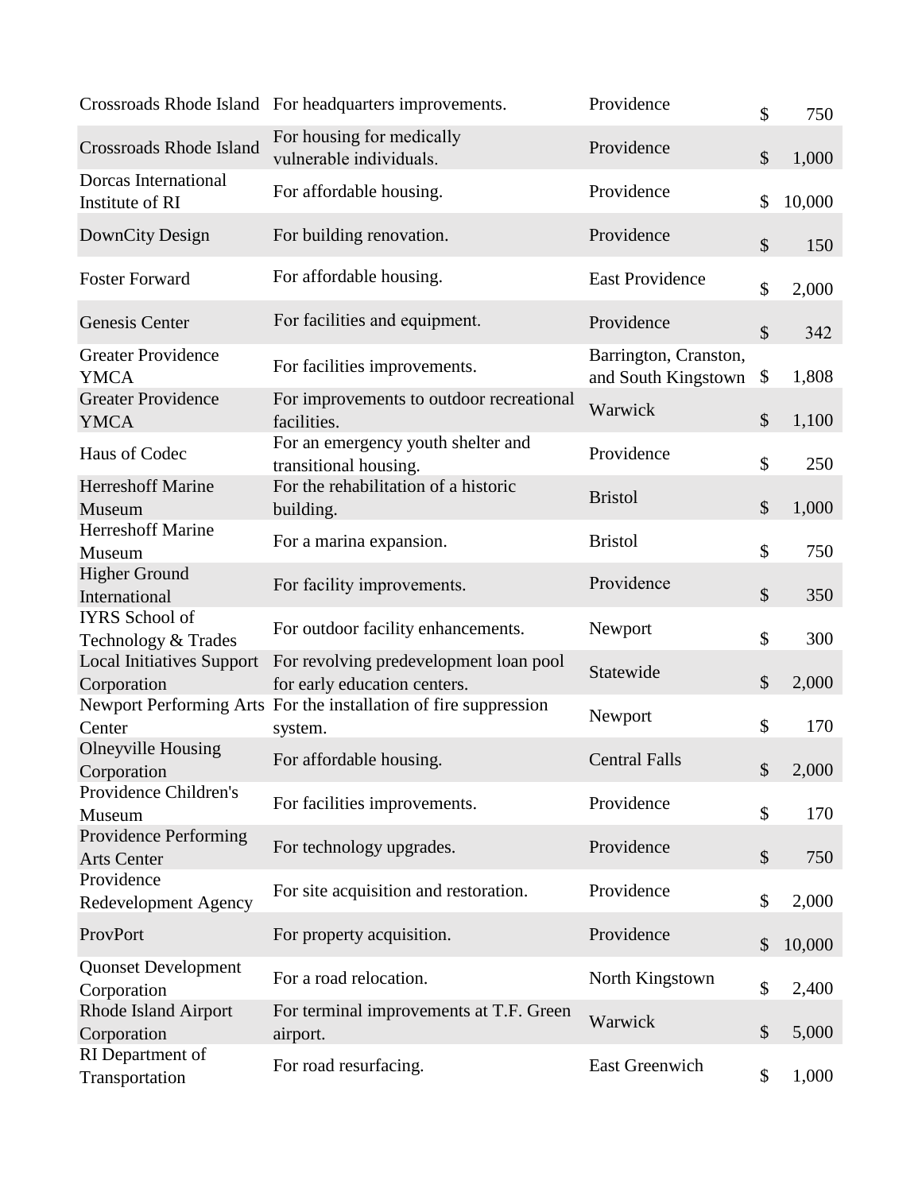| | | | |
|---|---|---|---|
| Crossroads Rhode Island | For headquarters improvements. | Providence | $ 750 |
| Crossroads Rhode Island | For housing for medically vulnerable individuals. | Providence | $ 1,000 |
| Dorcas International Institute of RI | For affordable housing. | Providence | $ 10,000 |
| DownCity Design | For building renovation. | Providence | $ 150 |
| Foster Forward | For affordable housing. | East Providence | $ 2,000 |
| Genesis Center | For facilities and equipment. | Providence | $ 342 |
| Greater Providence YMCA | For facilities improvements. | Barrington, Cranston, and South Kingstown | $ 1,808 |
| Greater Providence YMCA | For improvements to outdoor recreational facilities. | Warwick | $ 1,100 |
| Haus of Codec | For an emergency youth shelter and transitional housing. | Providence | $ 250 |
| Herreshoff Marine Museum | For the rehabilitation of a historic building. | Bristol | $ 1,000 |
| Herreshoff Marine Museum | For a marina expansion. | Bristol | $ 750 |
| Higher Ground International | For facility improvements. | Providence | $ 350 |
| IYRS School of Technology & Trades | For outdoor facility enhancements. | Newport | $ 300 |
| Local Initiatives Support Corporation | For revolving predevelopment loan pool for early education centers. | Statewide | $ 2,000 |
| Newport Performing Arts Center | For the installation of fire suppression system. | Newport | $ 170 |
| Olneyville Housing Corporation | For affordable housing. | Central Falls | $ 2,000 |
| Providence Children's Museum | For facilities improvements. | Providence | $ 170 |
| Providence Performing Arts Center | For technology upgrades. | Providence | $ 750 |
| Providence Redevelopment Agency | For site acquisition and restoration. | Providence | $ 2,000 |
| ProvPort | For property acquisition. | Providence | $ 10,000 |
| Quonset Development Corporation | For a road relocation. | North Kingstown | $ 2,400 |
| Rhode Island Airport Corporation | For terminal improvements at T.F. Green airport. | Warwick | $ 5,000 |
| RI Department of Transportation | For road resurfacing. | East Greenwich | $ 1,000 |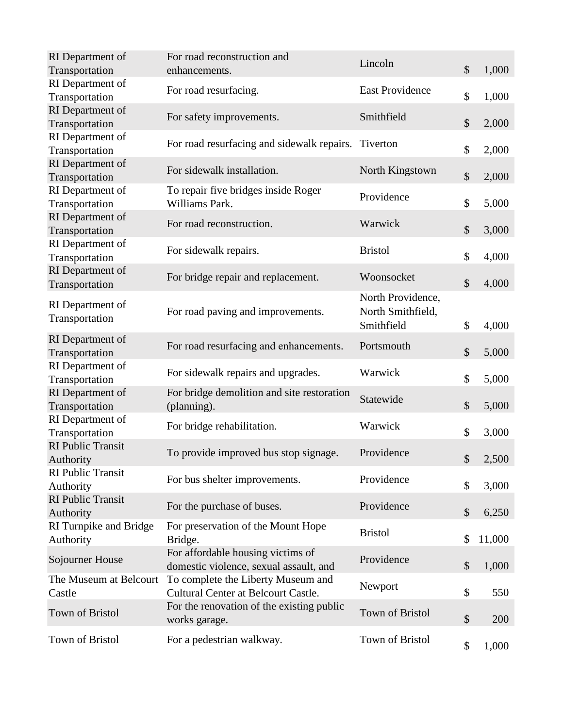| | | | |
|---|---|---|---|
| RI Department of Transportation | For road reconstruction and enhancements. | Lincoln | $ 1,000 |
| RI Department of Transportation | For road resurfacing. | East Providence | $ 1,000 |
| RI Department of Transportation | For safety improvements. | Smithfield | $ 2,000 |
| RI Department of Transportation | For road resurfacing and sidewalk repairs. | Tiverton | $ 2,000 |
| RI Department of Transportation | For sidewalk installation. | North Kingstown | $ 2,000 |
| RI Department of Transportation | To repair five bridges inside Roger Williams Park. | Providence | $ 5,000 |
| RI Department of Transportation | For road reconstruction. | Warwick | $ 3,000 |
| RI Department of Transportation | For sidewalk repairs. | Bristol | $ 4,000 |
| RI Department of Transportation | For bridge repair and replacement. | Woonsocket | $ 4,000 |
| RI Department of Transportation | For road paving and improvements. | North Providence, North Smithfield, Smithfield | $ 4,000 |
| RI Department of Transportation | For road resurfacing and enhancements. | Portsmouth | $ 5,000 |
| RI Department of Transportation | For sidewalk repairs and upgrades. | Warwick | $ 5,000 |
| RI Department of Transportation | For bridge demolition and site restoration (planning). | Statewide | $ 5,000 |
| RI Department of Transportation | For bridge rehabilitation. | Warwick | $ 3,000 |
| RI Public Transit Authority | To provide improved bus stop signage. | Providence | $ 2,500 |
| RI Public Transit Authority | For bus shelter improvements. | Providence | $ 3,000 |
| RI Public Transit Authority | For the purchase of buses. | Providence | $ 6,250 |
| RI Turnpike and Bridge Authority | For preservation of the Mount Hope Bridge. | Bristol | $ 11,000 |
| Sojourner House | For affordable housing victims of domestic violence, sexual assault, and | Providence | $ 1,000 |
| The Museum at Belcourt Castle | To complete the Liberty Museum and Cultural Center at Belcourt Castle. | Newport | $ 550 |
| Town of Bristol | For the renovation of the existing public works garage. | Town of Bristol | $ 200 |
| Town of Bristol | For a pedestrian walkway. | Town of Bristol | $ 1,000 |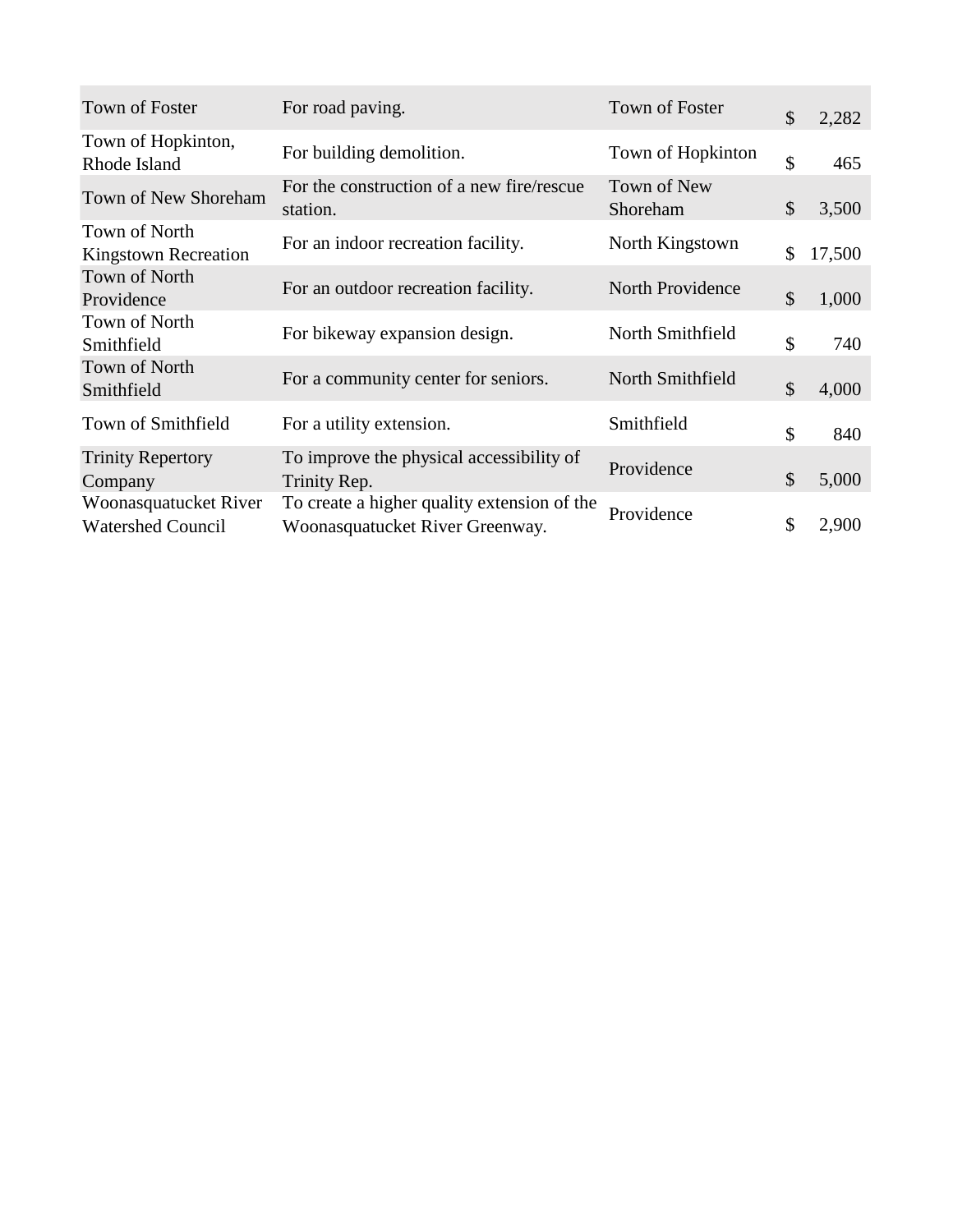| | | | |
|---|---|---|---|
| Town of Foster | For road paving. | Town of Foster | $ 2,282 |
| Town of Hopkinton, Rhode Island | For building demolition. | Town of Hopkinton | $ 465 |
| Town of New Shoreham | For the construction of a new fire/rescue station. | Town of New Shoreham | $ 3,500 |
| Town of North Kingstown Recreation | For an indoor recreation facility. | North Kingstown | $ 17,500 |
| Town of North Providence | For an outdoor recreation facility. | North Providence | $ 1,000 |
| Town of North Smithfield | For bikeway expansion design. | North Smithfield | $ 740 |
| Town of North Smithfield | For a community center for seniors. | North Smithfield | $ 4,000 |
| Town of Smithfield | For a utility extension. | Smithfield | $ 840 |
| Trinity Repertory Company | To improve the physical accessibility of Trinity Rep. | Providence | $ 5,000 |
| Woonasquatucket River Watershed Council | To create a higher quality extension of the Woonasquatucket River Greenway. | Providence | $ 2,900 |